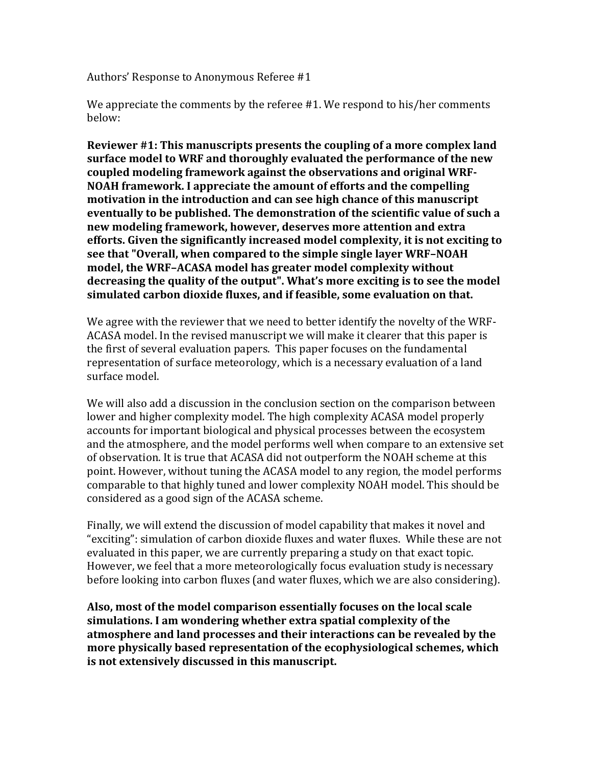Authors' Response to Anonymous Referee #1

We appreciate the comments by the referee #1. We respond to his/her comments below:

**Reviewer #1: This manuscripts presents the coupling of a more complex land surface model to WRF and thoroughly evaluated the performance of the new coupled modeling framework against the observations and original WRF-NOAH framework. I appreciate the amount of efforts and the compelling motivation in the introduction and can see high chance of this manuscript eventually to be published. The demonstration of the scientific value of such a new modeling framework, however, deserves more attention and extra efforts. Given the significantly increased model complexity, it is not exciting to see that "Overall, when compared to the simple single layer WRF–NOAH model, the WRF–ACASA model has greater model complexity without decreasing the quality of the output". What's more exciting is to see the model simulated carbon dioxide fluxes, and if feasible, some evaluation on that.**

We agree with the reviewer that we need to better identify the novelty of the WRF-ACASA model. In the revised manuscript we will make it clearer that this paper is the first of several evaluation papers. This paper focuses on the fundamental representation of surface meteorology, which is a necessary evaluation of a land surface model.

We will also add a discussion in the conclusion section on the comparison between lower and higher complexity model. The high complexity ACASA model properly accounts for important biological and physical processes between the ecosystem and the atmosphere, and the model performs well when compare to an extensive set of observation. It is true that ACASA did not outperform the NOAH scheme at this point. However, without tuning the ACASA model to any region, the model performs comparable to that highly tuned and lower complexity NOAH model. This should be considered as a good sign of the ACASA scheme.

Finally, we will extend the discussion of model capability that makes it novel and "exciting": simulation of carbon dioxide fluxes and water fluxes. While these are not evaluated in this paper, we are currently preparing a study on that exact topic. However, we feel that a more meteorologically focus evaluation study is necessary before looking into carbon fluxes (and water fluxes, which we are also considering).

**Also, most of the model comparison essentially focuses on the local scale simulations. I am wondering whether extra spatial complexity of the atmosphere and land processes and their interactions can be revealed by the more physically based representation of the ecophysiological schemes, which is not extensively discussed in this manuscript.**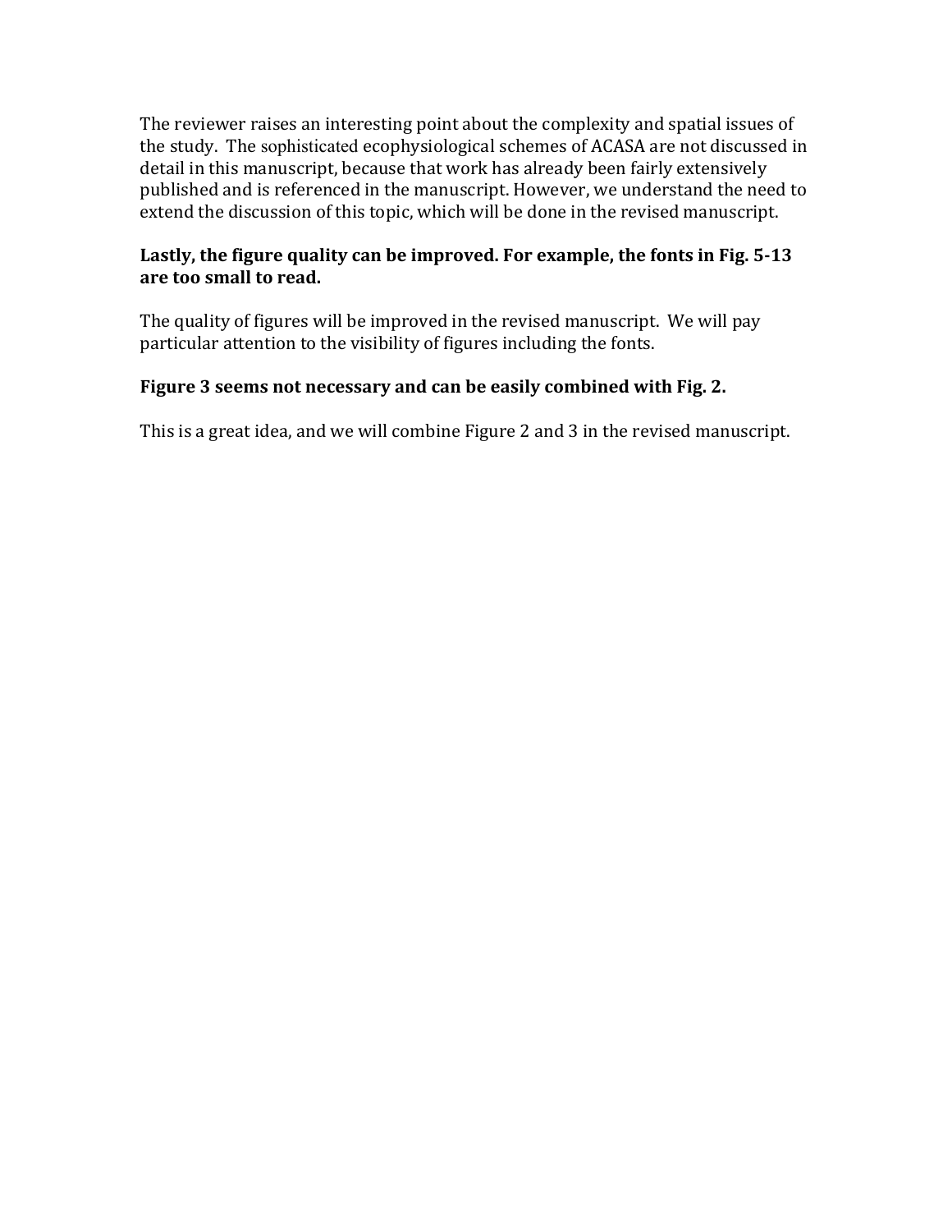The reviewer raises an interesting point about the complexity and spatial issues of the study. The sophisticated ecophysiological schemes of ACASA are not discussed in detail in this manuscript, because that work has already been fairly extensively published and is referenced in the manuscript. However, we understand the need to extend the discussion of this topic, which will be done in the revised manuscript.

**Lastly, the figure quality can be improved. For example, the fonts in Fig. 5-13 are too small to read.**

The quality of figures will be improved in the revised manuscript. We will pay particular attention to the visibility of figures including the fonts.

**Figure 3 seems not necessary and can be easily combined with Fig. 2.**

This is a great idea, and we will combine Figure 2 and 3 in the revised manuscript.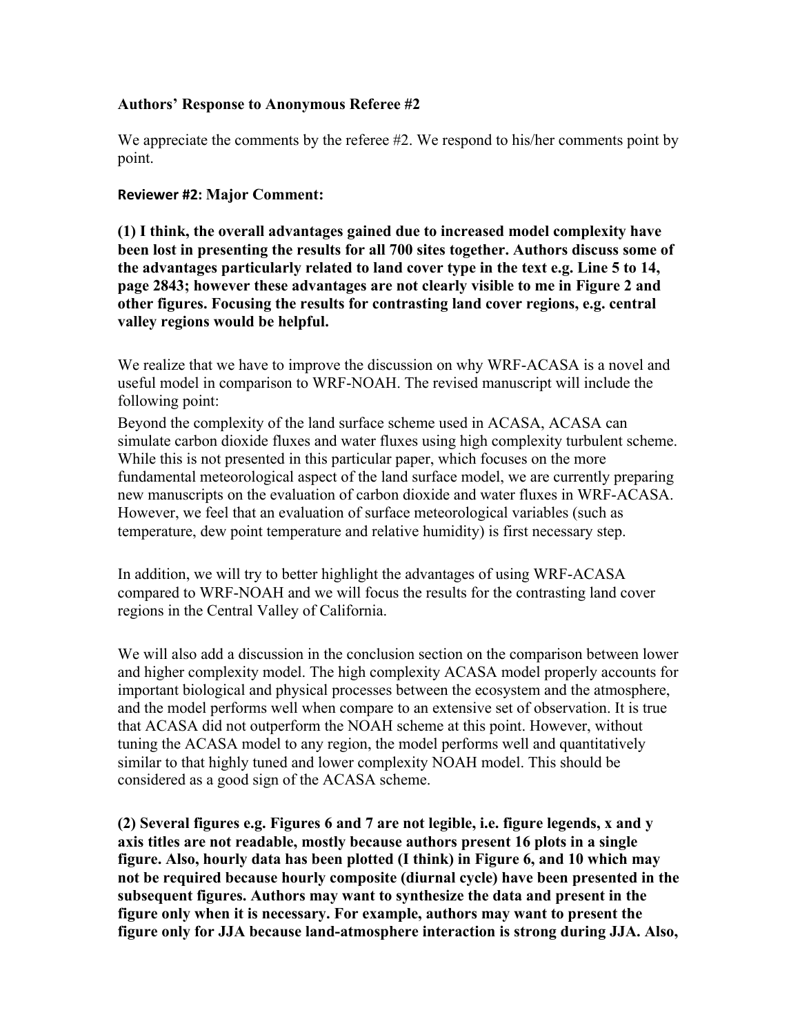**Authors' Response to Anonymous Referee #2**

We appreciate the comments by the referee #2. We respond to his/her comments point by point.

**Reviewer #2: Major Comment:**

**(1) I think, the overall advantages gained due to increased model complexity have been lost in presenting the results for all 700 sites together. Authors discuss some of the advantages particularly related to land cover type in the text e.g. Line 5 to 14, page 2843; however these advantages are not clearly visible to me in Figure 2 and other figures. Focusing the results for contrasting land cover regions, e.g. central valley regions would be helpful.**

We realize that we have to improve the discussion on why WRF-ACASA is a novel and useful model in comparison to WRF-NOAH. The revised manuscript will include the following point:

Beyond the complexity of the land surface scheme used in ACASA, ACASA can simulate carbon dioxide fluxes and water fluxes using high complexity turbulent scheme. While this is not presented in this particular paper, which focuses on the more fundamental meteorological aspect of the land surface model, we are currently preparing new manuscripts on the evaluation of carbon dioxide and water fluxes in WRF-ACASA. However, we feel that an evaluation of surface meteorological variables (such as temperature, dew point temperature and relative humidity) is first necessary step.

In addition, we will try to better highlight the advantages of using WRF-ACASA compared to WRF-NOAH and we will focus the results for the contrasting land cover regions in the Central Valley of California.

We will also add a discussion in the conclusion section on the comparison between lower and higher complexity model. The high complexity ACASA model properly accounts for important biological and physical processes between the ecosystem and the atmosphere, and the model performs well when compare to an extensive set of observation. It is true that ACASA did not outperform the NOAH scheme at this point. However, without tuning the ACASA model to any region, the model performs well and quantitatively similar to that highly tuned and lower complexity NOAH model. This should be considered as a good sign of the ACASA scheme.

**(2) Several figures e.g. Figures 6 and 7 are not legible, i.e. figure legends, x and y axis titles are not readable, mostly because authors present 16 plots in a single figure. Also, hourly data has been plotted (I think) in Figure 6, and 10 which may not be required because hourly composite (diurnal cycle) have been presented in the subsequent figures. Authors may want to synthesize the data and present in the figure only when it is necessary. For example, authors may want to present the figure only for JJA because land-atmosphere interaction is strong during JJA. Also,**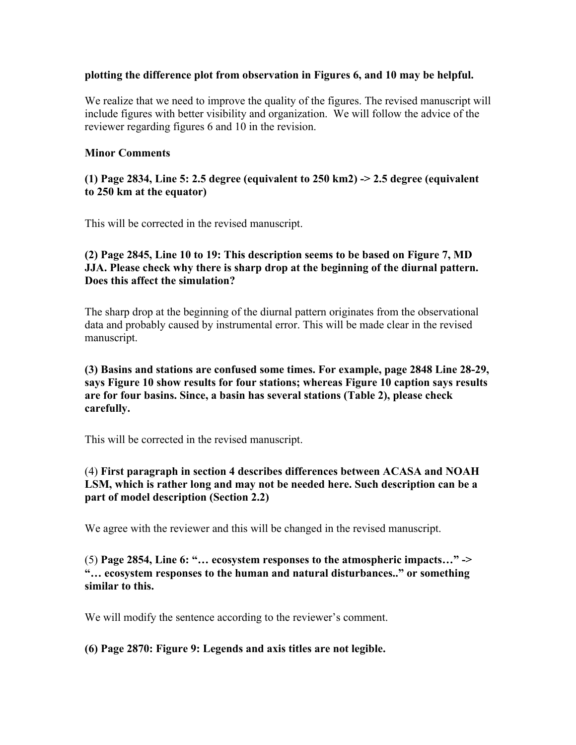**plotting the difference plot from observation in Figures 6, and 10 may be helpful.**

We realize that we need to improve the quality of the figures. The revised manuscript will include figures with better visibility and organization. We will follow the advice of the reviewer regarding figures 6 and 10 in the revision.

**Minor Comments**

**(1) Page 2834, Line 5: 2.5 degree (equivalent to 250 km2) -> 2.5 degree (equivalent to 250 km at the equator)**

This will be corrected in the revised manuscript.

**(2) Page 2845, Line 10 to 19: This description seems to be based on Figure 7, MD JJA. Please check why there is sharp drop at the beginning of the diurnal pattern. Does this affect the simulation?**

The sharp drop at the beginning of the diurnal pattern originates from the observational data and probably caused by instrumental error. This will be made clear in the revised manuscript.

**(3) Basins and stations are confused some times. For example, page 2848 Line 28-29, says Figure 10 show results for four stations; whereas Figure 10 caption says results are for four basins. Since, a basin has several stations (Table 2), please check carefully.**

This will be corrected in the revised manuscript.

(4) **First paragraph in section 4 describes differences between ACASA and NOAH LSM, which is rather long and may not be needed here. Such description can be a part of model description (Section 2.2)**

We agree with the reviewer and this will be changed in the revised manuscript.

(5) **Page 2854, Line 6: "… ecosystem responses to the atmospheric impacts…" -> "… ecosystem responses to the human and natural disturbances.." or something similar to this.**

We will modify the sentence according to the reviewer's comment.

**(6) Page 2870: Figure 9: Legends and axis titles are not legible.**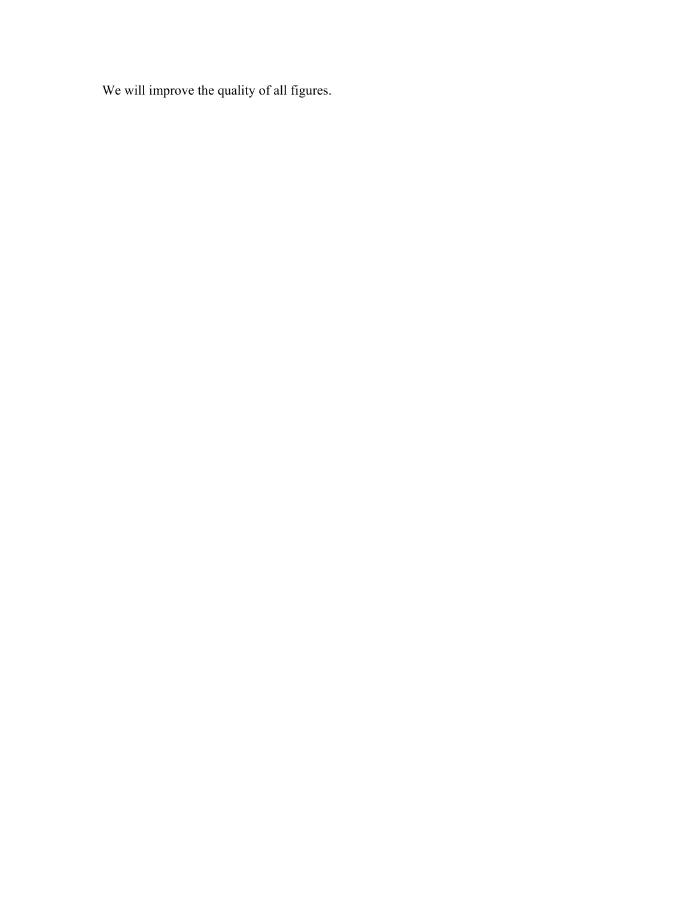We will improve the quality of all figures.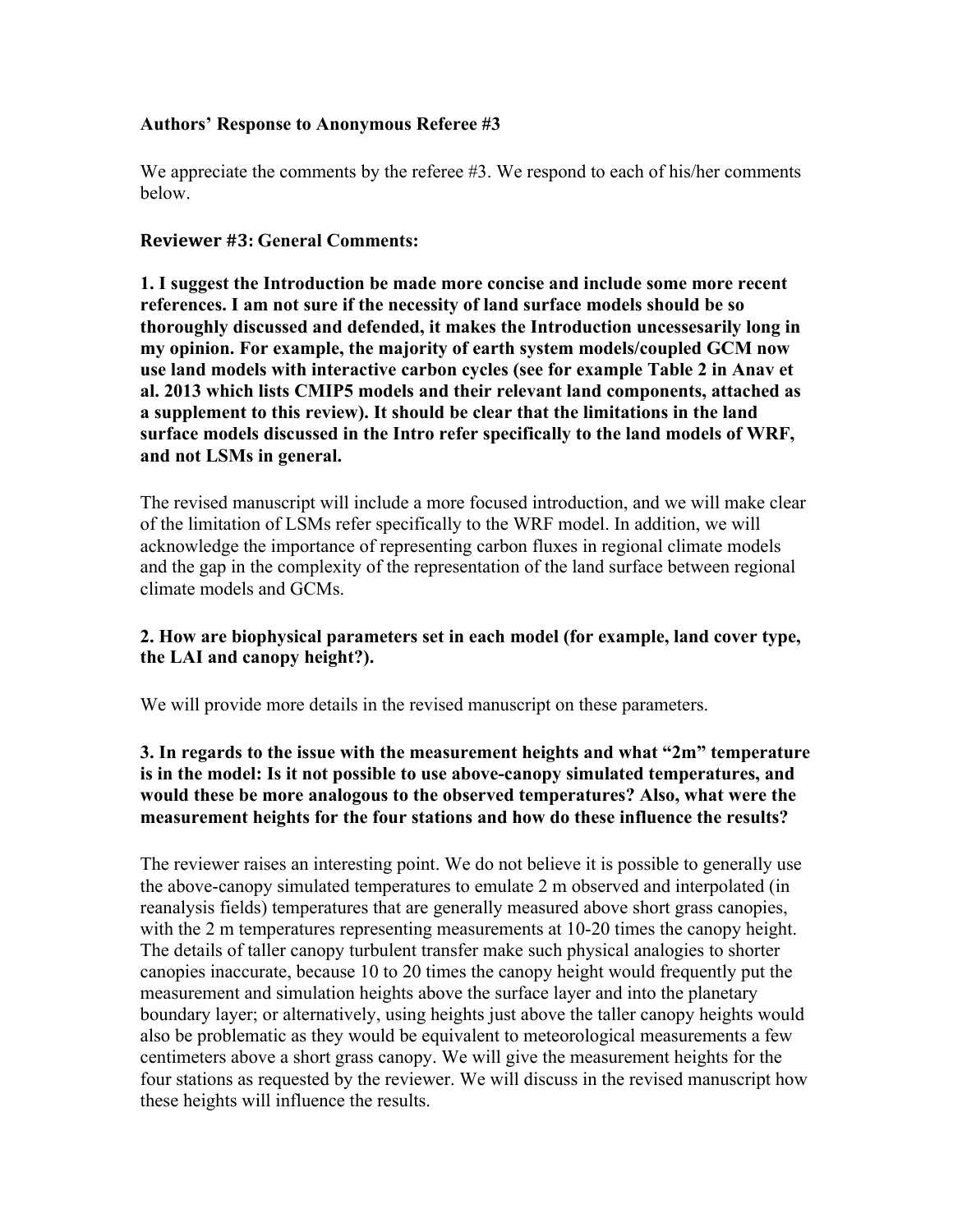**Authors' Response to Anonymous Referee #3**

We appreciate the comments by the referee #3. We respond to each of his/her comments below.

**Reviewer #3: General Comments:**

**1. I suggest the Introduction be made more concise and include some more recent references. I am not sure if the necessity of land surface models should be so thoroughly discussed and defended, it makes the Introduction uncessesarily long in my opinion. For example, the majority of earth system models/coupled GCM now use land models with interactive carbon cycles (see for example Table 2 in Anav et al. 2013 which lists CMIP5 models and their relevant land components, attached as a supplement to this review). It should be clear that the limitations in the land surface models discussed in the Intro refer specifically to the land models of WRF, and not LSMs in general.**

The revised manuscript will include a more focused introduction, and we will make clear of the limitation of LSMs refer specifically to the WRF model. In addition, we will acknowledge the importance of representing carbon fluxes in regional climate models and the gap in the complexity of the representation of the land surface between regional climate models and GCMs.

**2. How are biophysical parameters set in each model (for example, land cover type, the LAI and canopy height?).**

We will provide more details in the revised manuscript on these parameters.

**3. In regards to the issue with the measurement heights and what "2m" temperature is in the model: Is it not possible to use above-canopy simulated temperatures, and would these be more analogous to the observed temperatures? Also, what were the measurement heights for the four stations and how do these influence the results?**

The reviewer raises an interesting point. We do not believe it is possible to generally use the above-canopy simulated temperatures to emulate 2 m observed and interpolated (in reanalysis fields) temperatures that are generally measured above short grass canopies, with the 2 m temperatures representing measurements at 10-20 times the canopy height. The details of taller canopy turbulent transfer make such physical analogies to shorter canopies inaccurate, because 10 to 20 times the canopy height would frequently put the measurement and simulation heights above the surface layer and into the planetary boundary layer; or alternatively, using heights just above the taller canopy heights would also be problematic as they would be equivalent to meteorological measurements a few centimeters above a short grass canopy. We will give the measurement heights for the four stations as requested by the reviewer. We will discuss in the revised manuscript how these heights will influence the results.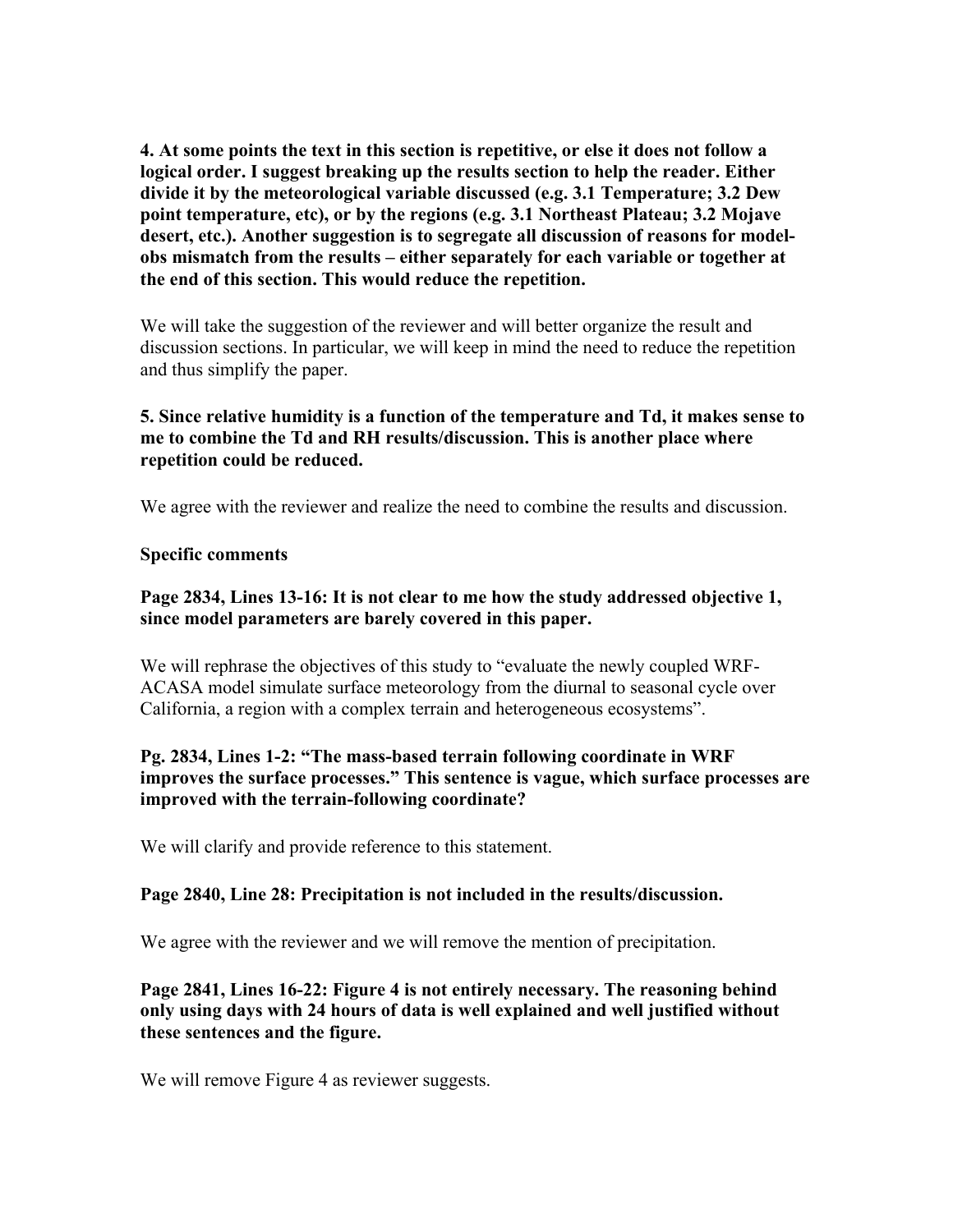**4. At some points the text in this section is repetitive, or else it does not follow a logical order. I suggest breaking up the results section to help the reader. Either divide it by the meteorological variable discussed (e.g. 3.1 Temperature; 3.2 Dew point temperature, etc), or by the regions (e.g. 3.1 Northeast Plateau; 3.2 Mojave desert, etc.). Another suggestion is to segregate all discussion of reasons for model-obs mismatch from the results – either separately for each variable or together at the end of this section. This would reduce the repetition.**

We will take the suggestion of the reviewer and will better organize the result and discussion sections. In particular, we will keep in mind the need to reduce the repetition and thus simplify the paper.

**5. Since relative humidity is a function of the temperature and Td, it makes sense to me to combine the Td and RH results/discussion. This is another place where repetition could be reduced.**

We agree with the reviewer and realize the need to combine the results and discussion.

**Specific comments**

**Page 2834, Lines 13-16: It is not clear to me how the study addressed objective 1, since model parameters are barely covered in this paper.**

We will rephrase the objectives of this study to "evaluate the newly coupled WRF-ACASA model simulate surface meteorology from the diurnal to seasonal cycle over California, a region with a complex terrain and heterogeneous ecosystems".

**Pg. 2834, Lines 1-2: "The mass-based terrain following coordinate in WRF improves the surface processes." This sentence is vague, which surface processes are improved with the terrain-following coordinate?**

We will clarify and provide reference to this statement.

**Page 2840, Line 28: Precipitation is not included in the results/discussion.**

We agree with the reviewer and we will remove the mention of precipitation.

**Page 2841, Lines 16-22: Figure 4 is not entirely necessary. The reasoning behind only using days with 24 hours of data is well explained and well justified without these sentences and the figure.**

We will remove Figure 4 as reviewer suggests.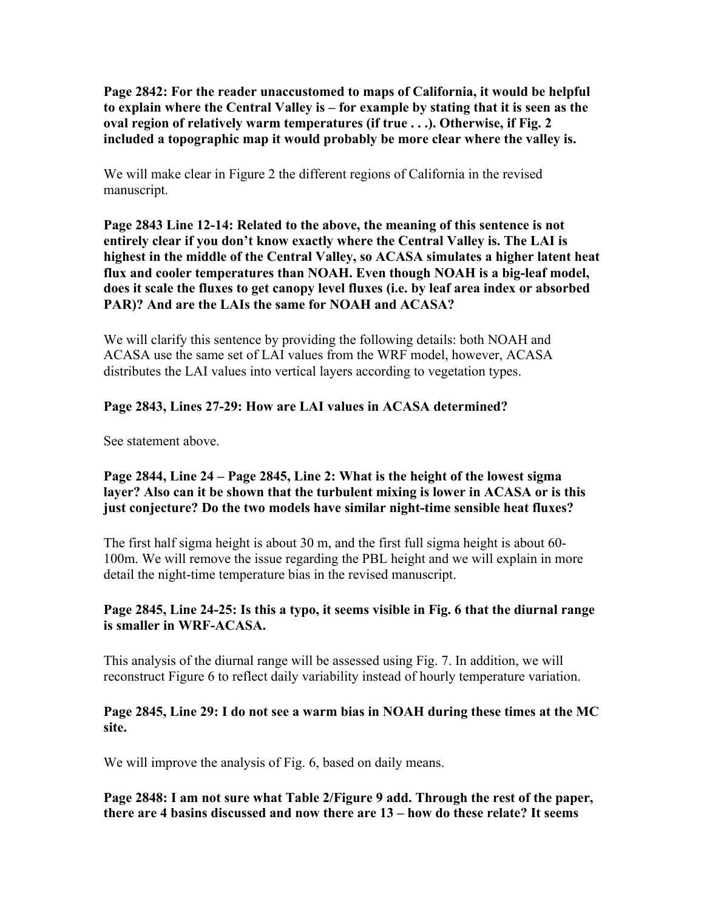**Page 2842: For the reader unaccustomed to maps of California, it would be helpful to explain where the Central Valley is – for example by stating that it is seen as the oval region of relatively warm temperatures (if true . . .). Otherwise, if Fig. 2 included a topographic map it would probably be more clear where the valley is.**

We will make clear in Figure 2 the different regions of California in the revised manuscript.

**Page 2843 Line 12-14: Related to the above, the meaning of this sentence is not entirely clear if you don't know exactly where the Central Valley is. The LAI is highest in the middle of the Central Valley, so ACASA simulates a higher latent heat flux and cooler temperatures than NOAH. Even though NOAH is a big-leaf model, does it scale the fluxes to get canopy level fluxes (i.e. by leaf area index or absorbed PAR)? And are the LAIs the same for NOAH and ACASA?**

We will clarify this sentence by providing the following details: both NOAH and ACASA use the same set of LAI values from the WRF model, however, ACASA distributes the LAI values into vertical layers according to vegetation types.

**Page 2843, Lines 27-29: How are LAI values in ACASA determined?**

See statement above.

**Page 2844, Line 24 – Page 2845, Line 2: What is the height of the lowest sigma layer? Also can it be shown that the turbulent mixing is lower in ACASA or is this just conjecture? Do the two models have similar night-time sensible heat fluxes?**

The first half sigma height is about 30 m, and the first full sigma height is about 60-100m. We will remove the issue regarding the PBL height and we will explain in more detail the night-time temperature bias in the revised manuscript.

**Page 2845, Line 24-25: Is this a typo, it seems visible in Fig. 6 that the diurnal range is smaller in WRF-ACASA.**

This analysis of the diurnal range will be assessed using Fig. 7. In addition, we will reconstruct Figure 6 to reflect daily variability instead of hourly temperature variation.

**Page 2845, Line 29: I do not see a warm bias in NOAH during these times at the MC site.**

We will improve the analysis of Fig. 6, based on daily means.

**Page 2848: I am not sure what Table 2/Figure 9 add. Through the rest of the paper, there are 4 basins discussed and now there are 13 – how do these relate? It seems**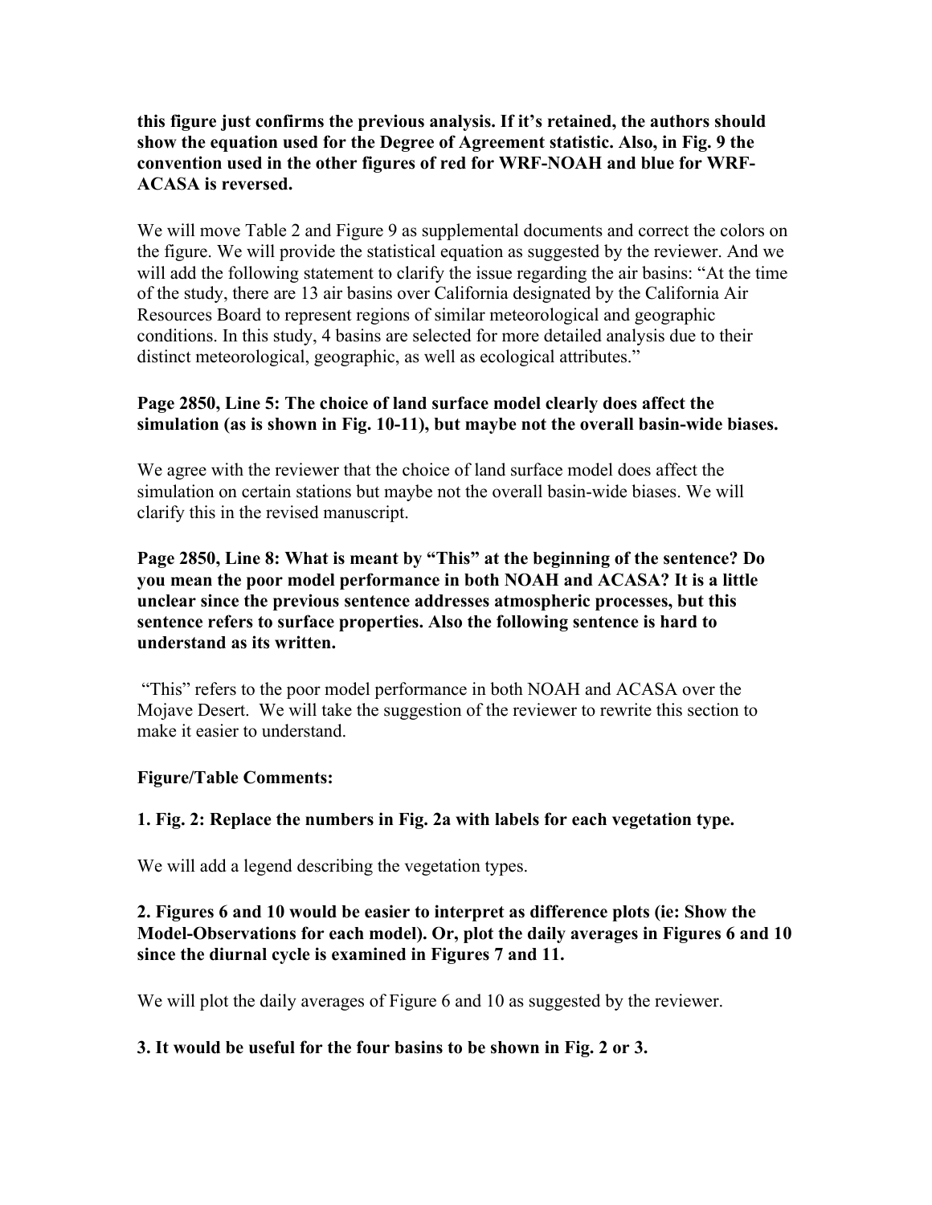**this figure just confirms the previous analysis. If it's retained, the authors should show the equation used for the Degree of Agreement statistic. Also, in Fig. 9 the convention used in the other figures of red for WRF-NOAH and blue for WRF-ACASA is reversed.**

We will move Table 2 and Figure 9 as supplemental documents and correct the colors on the figure. We will provide the statistical equation as suggested by the reviewer. And we will add the following statement to clarify the issue regarding the air basins: "At the time of the study, there are 13 air basins over California designated by the California Air Resources Board to represent regions of similar meteorological and geographic conditions. In this study, 4 basins are selected for more detailed analysis due to their distinct meteorological, geographic, as well as ecological attributes."

**Page 2850, Line 5: The choice of land surface model clearly does affect the simulation (as is shown in Fig. 10-11), but maybe not the overall basin-wide biases.**

We agree with the reviewer that the choice of land surface model does affect the simulation on certain stations but maybe not the overall basin-wide biases. We will clarify this in the revised manuscript.

**Page 2850, Line 8: What is meant by "This" at the beginning of the sentence? Do you mean the poor model performance in both NOAH and ACASA? It is a little unclear since the previous sentence addresses atmospheric processes, but this sentence refers to surface properties. Also the following sentence is hard to understand as its written.**

"This" refers to the poor model performance in both NOAH and ACASA over the Mojave Desert. We will take the suggestion of the reviewer to rewrite this section to make it easier to understand.

**Figure/Table Comments:**

**1. Fig. 2: Replace the numbers in Fig. 2a with labels for each vegetation type.**

We will add a legend describing the vegetation types.

**2. Figures 6 and 10 would be easier to interpret as difference plots (ie: Show the Model-Observations for each model). Or, plot the daily averages in Figures 6 and 10 since the diurnal cycle is examined in Figures 7 and 11.**

We will plot the daily averages of Figure 6 and 10 as suggested by the reviewer.

**3. It would be useful for the four basins to be shown in Fig. 2 or 3.**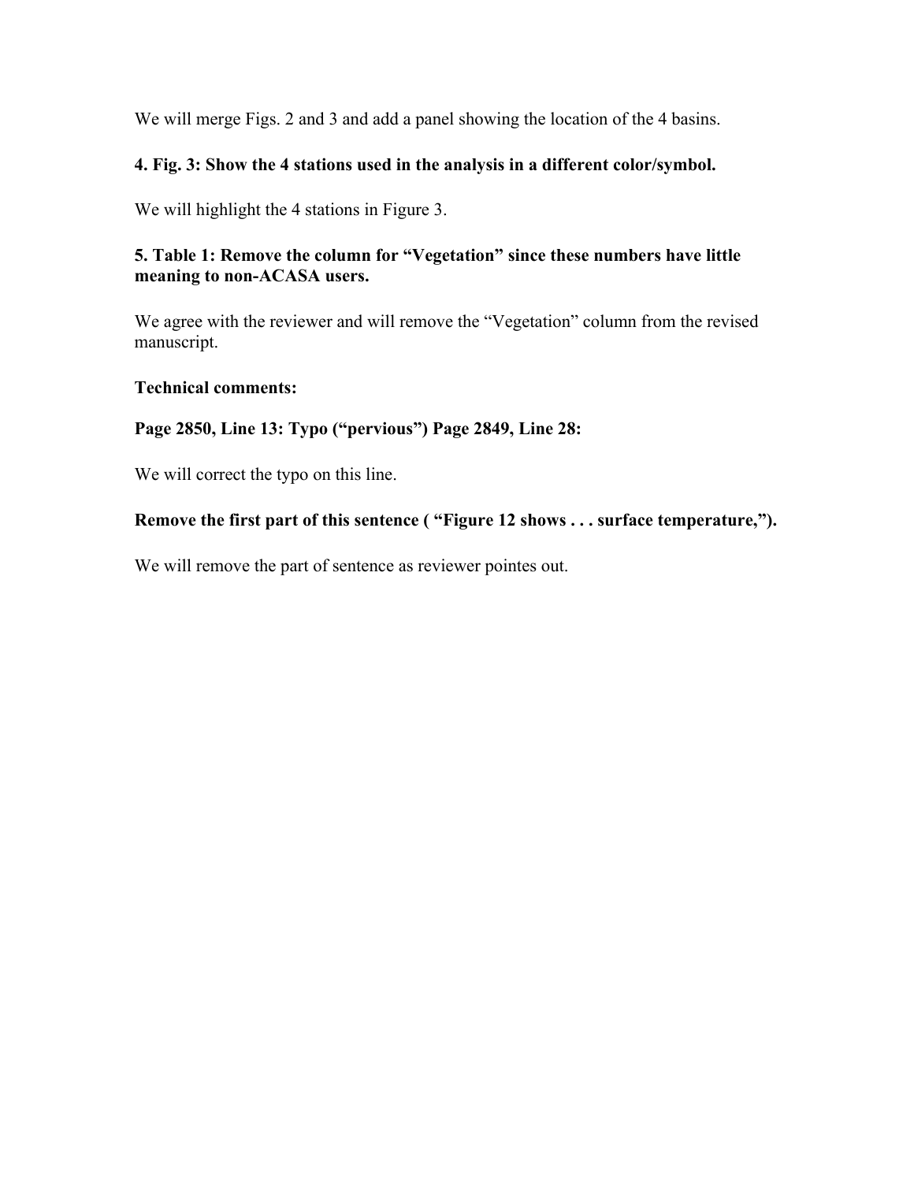We will merge Figs. 2 and 3 and add a panel showing the location of the 4 basins.

**4. Fig. 3: Show the 4 stations used in the analysis in a different color/symbol.**

We will highlight the 4 stations in Figure 3.

**5. Table 1: Remove the column for "Vegetation" since these numbers have little meaning to non-ACASA users.**

We agree with the reviewer and will remove the "Vegetation" column from the revised manuscript.

**Technical comments:**

**Page 2850, Line 13: Typo ("pervious") Page 2849, Line 28:**

We will correct the typo on this line.

**Remove the first part of this sentence ( "Figure 12 shows . . . surface temperature,").**

We will remove the part of sentence as reviewer pointes out.